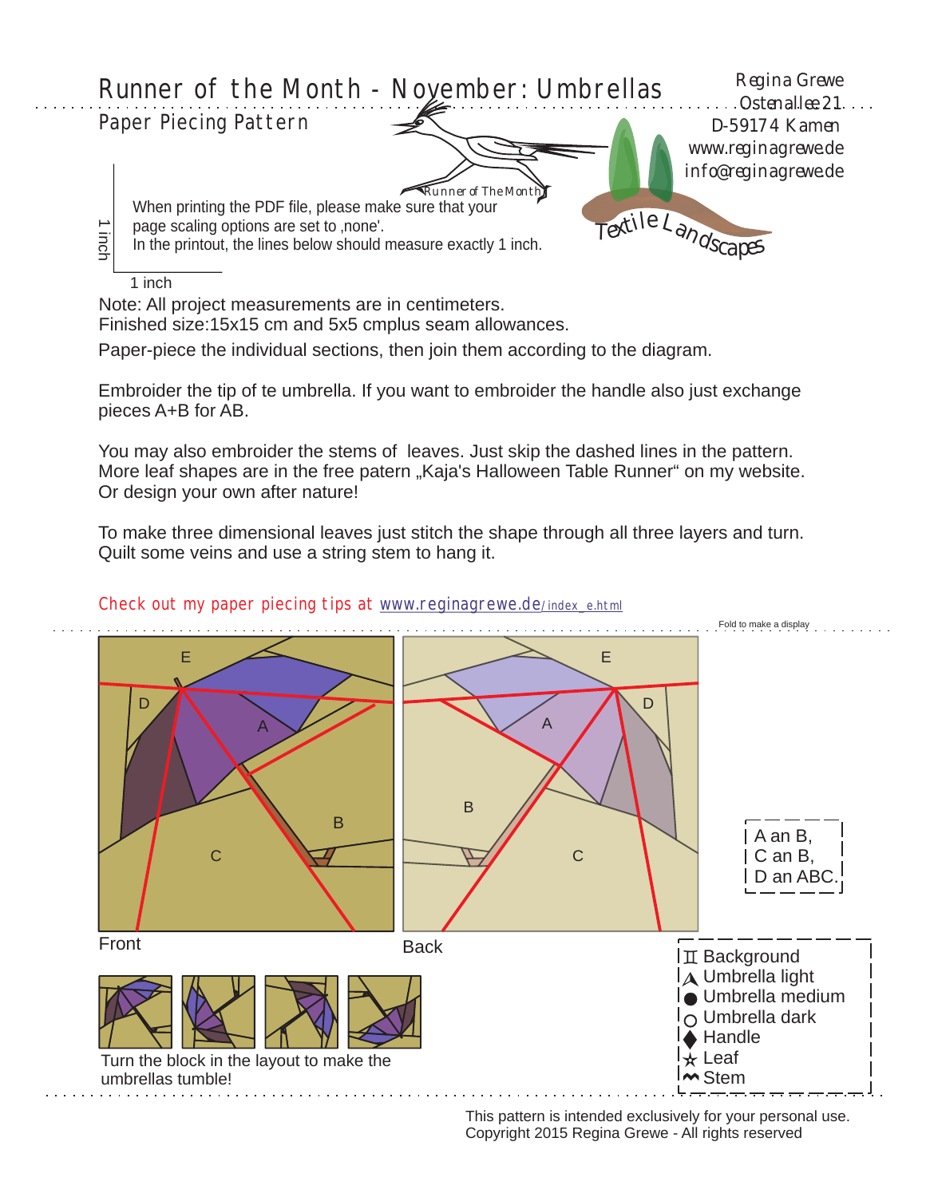# Runner of the Month - November: Umbrellas

## Paper Piecing Pattern

Regina Grewe
Ostenallee 21
D-59174 Kamen
www.reginagrewe.de
info@reginagrewe.de

Textile Landscapes

When printing the PDF file, please make sure that your page scaling options are set to ‚none'.
In the printout, the lines below should measure exactly 1 inch.

1 inch

1 inch

Note: All project measurements are in centimeters.
Finished size:15x15 cm and 5x5 cmplus seam allowances.

Paper-piece the individual sections, then join them according to the diagram.

Embroider the tip of te umbrella. If you want to embroider the handle also just exchange pieces A+B for AB.

You may also embroider the stems of leaves. Just skip the dashed lines in the pattern.
More leaf shapes are in the free patern „Kaja's Halloween Table Runner" on my website.
Or design your own after nature!

To make three dimensional leaves just stitch the shape through all three layers and turn.
Quilt some veins and use a string stem to hang it.

Check out my paper piecing tips at www.reginagrewe.de/index_e.html

Fold to make a display

E, D, A, B, C

Front

E, A, D, B, C

Back

A an B,
C an B,
D an ABC.

- ⌶ Background
- ⋀ Umbrella light
- ● Umbrella medium
- ○ Umbrella dark
- ◆ Handle
- ☆ Leaf
- ⏜ Stem

Turn the block in the layout to make the umbrellas tumble!

This pattern is intended exclusively for your personal use.
Copyright 2015 Regina Grewe - All rights reserved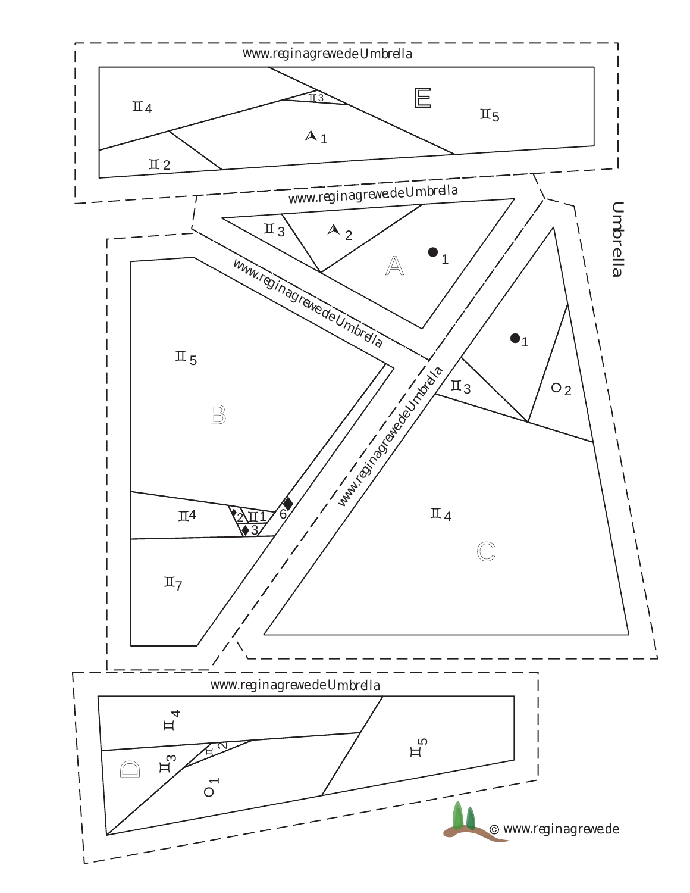www.reginagrewe.de Umbrella

E

II 4

II 3

II 5

1

II 2

www.reginagrewe.de Umbrella

II 3

2

A

1

Umbrella

www.reginagrewe.de Umbrella

II 5

B

1

II 3

2

www.reginagrewe.de Umbrella

II 4

2 II 1

6

3

II 4

C

II 7

www.reginagrewe.de Umbrella

II 4

II 2

D

II 3

1

II 5

© www.reginagrewe.de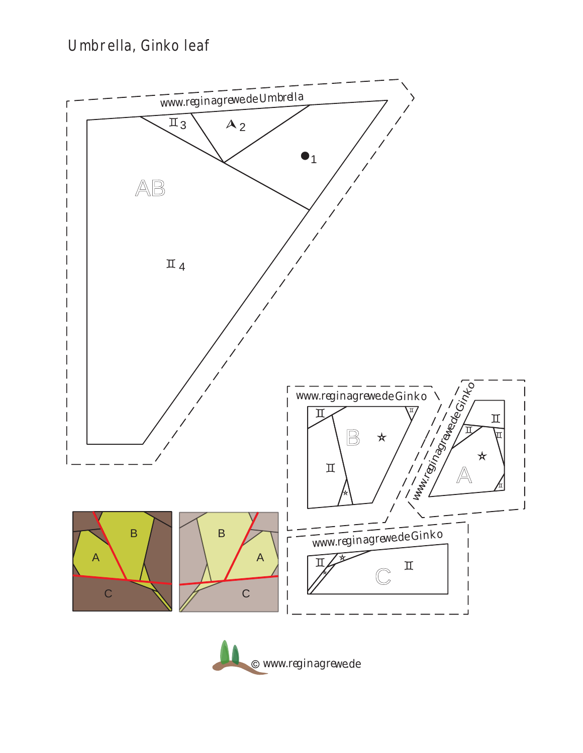# Umbrella, Ginko leaf

www.reginagrewe.de Umbrella

AB

1

2

3

4

www.reginagrewe.de Ginko

B

www.reginagrewe.de Ginko

A

www.reginagrewe.de Ginko

C

B

A

C

B

A

C

© www.reginagrewe.de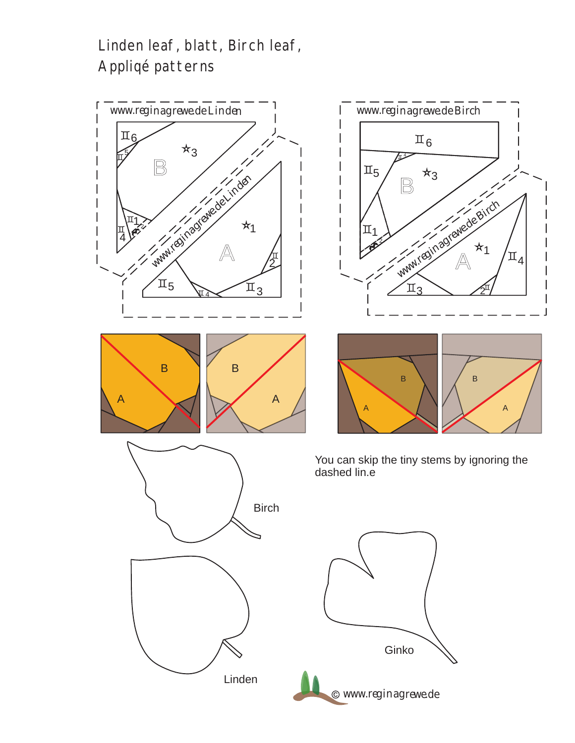# Linden leaf, blatt, Birch leaf, Appliqé patterns

www.reginagrewe.de Linden

www.reginagrewe.de Birch

You can skip the tiny stems by ignoring the dashed lin.e

Birch

Linden

Ginko

© www.reginagrewe.de